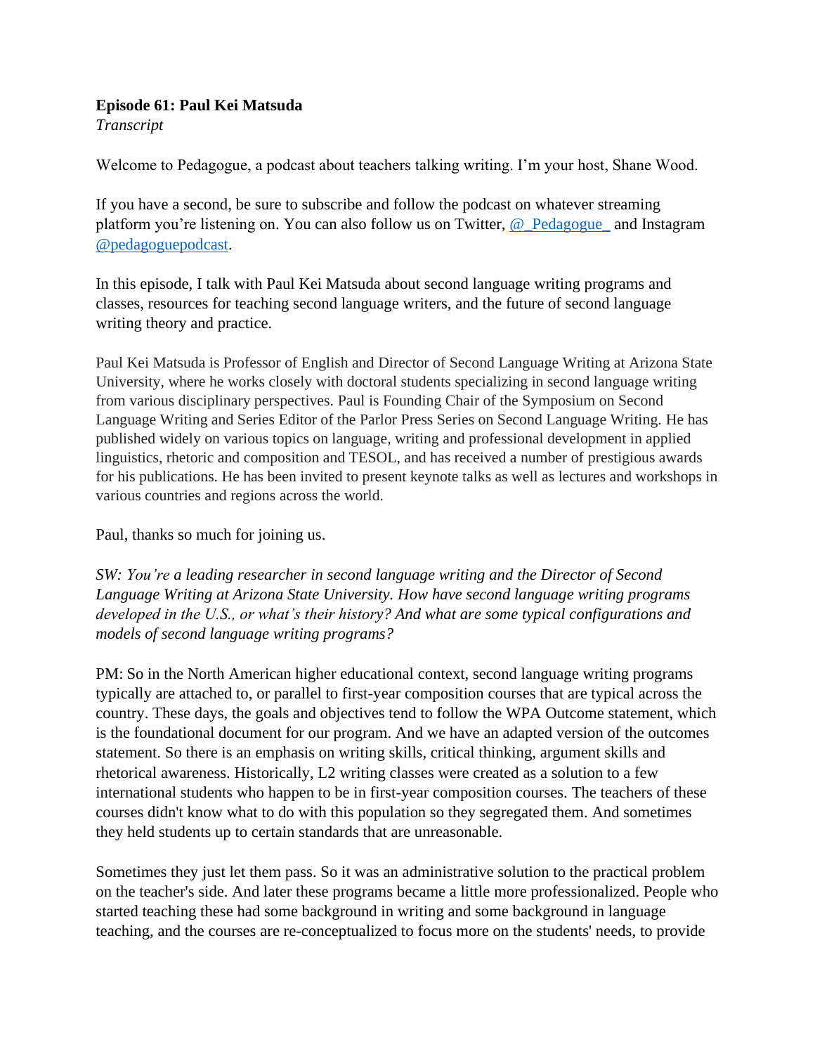**Episode 61: Paul Kei Matsuda**
*Transcript*

Welcome to Pedagogue, a podcast about teachers talking writing. I'm your host, Shane Wood.

If you have a second, be sure to subscribe and follow the podcast on whatever streaming platform you're listening on. You can also follow us on Twitter, @_Pedagogue_ and Instagram @pedagoguepodcast.

In this episode, I talk with Paul Kei Matsuda about second language writing programs and classes, resources for teaching second language writers, and the future of second language writing theory and practice.

Paul Kei Matsuda is Professor of English and Director of Second Language Writing at Arizona State University, where he works closely with doctoral students specializing in second language writing from various disciplinary perspectives. Paul is Founding Chair of the Symposium on Second Language Writing and Series Editor of the Parlor Press Series on Second Language Writing. He has published widely on various topics on language, writing and professional development in applied linguistics, rhetoric and composition and TESOL, and has received a number of prestigious awards for his publications. He has been invited to present keynote talks as well as lectures and workshops in various countries and regions across the world.

Paul, thanks so much for joining us.

*SW: You're a leading researcher in second language writing and the Director of Second Language Writing at Arizona State University. How have second language writing programs developed in the U.S., or what's their history? And what are some typical configurations and models of second language writing programs?*

PM: So in the North American higher educational context, second language writing programs typically are attached to, or parallel to first-year composition courses that are typical across the country. These days, the goals and objectives tend to follow the WPA Outcome statement, which is the foundational document for our program. And we have an adapted version of the outcomes statement. So there is an emphasis on writing skills, critical thinking, argument skills and rhetorical awareness. Historically, L2 writing classes were created as a solution to a few international students who happen to be in first-year composition courses. The teachers of these courses didn't know what to do with this population so they segregated them. And sometimes they held students up to certain standards that are unreasonable.

Sometimes they just let them pass. So it was an administrative solution to the practical problem on the teacher's side. And later these programs became a little more professionalized. People who started teaching these had some background in writing and some background in language teaching, and the courses are re-conceptualized to focus more on the students' needs, to provide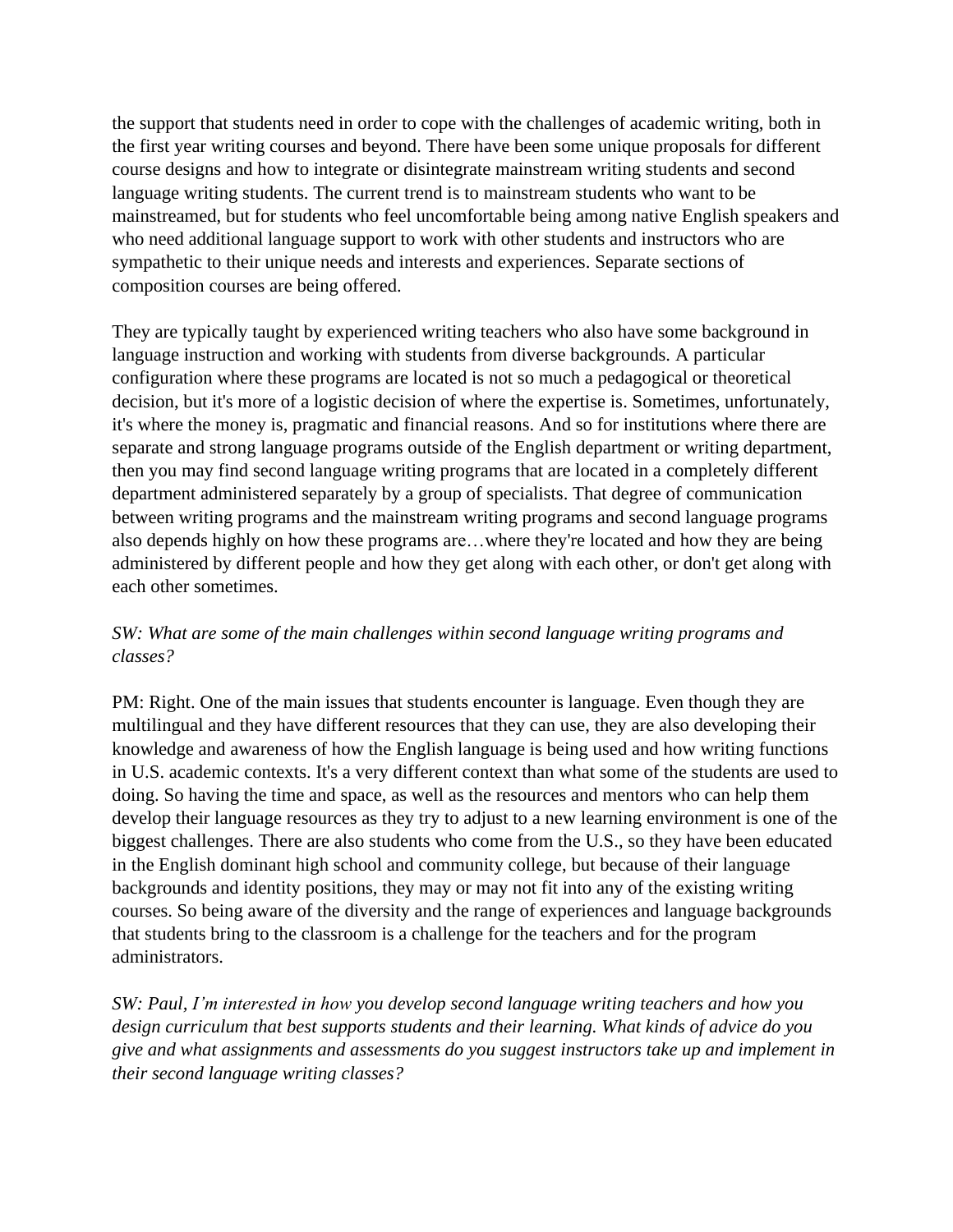the support that students need in order to cope with the challenges of academic writing, both in the first year writing courses and beyond. There have been some unique proposals for different course designs and how to integrate or disintegrate mainstream writing students and second language writing students. The current trend is to mainstream students who want to be mainstreamed, but for students who feel uncomfortable being among native English speakers and who need additional language support to work with other students and instructors who are sympathetic to their unique needs and interests and experiences. Separate sections of composition courses are being offered.

They are typically taught by experienced writing teachers who also have some background in language instruction and working with students from diverse backgrounds. A particular configuration where these programs are located is not so much a pedagogical or theoretical decision, but it's more of a logistic decision of where the expertise is. Sometimes, unfortunately, it's where the money is, pragmatic and financial reasons. And so for institutions where there are separate and strong language programs outside of the English department or writing department, then you may find second language writing programs that are located in a completely different department administered separately by a group of specialists. That degree of communication between writing programs and the mainstream writing programs and second language programs also depends highly on how these programs are…where they're located and how they are being administered by different people and how they get along with each other, or don't get along with each other sometimes.

*SW: What are some of the main challenges within second language writing programs and classes?*

PM: Right. One of the main issues that students encounter is language. Even though they are multilingual and they have different resources that they can use, they are also developing their knowledge and awareness of how the English language is being used and how writing functions in U.S. academic contexts. It's a very different context than what some of the students are used to doing. So having the time and space, as well as the resources and mentors who can help them develop their language resources as they try to adjust to a new learning environment is one of the biggest challenges. There are also students who come from the U.S., so they have been educated in the English dominant high school and community college, but because of their language backgrounds and identity positions, they may or may not fit into any of the existing writing courses. So being aware of the diversity and the range of experiences and language backgrounds that students bring to the classroom is a challenge for the teachers and for the program administrators.

*SW: Paul, I'm interested in how you develop second language writing teachers and how you design curriculum that best supports students and their learning. What kinds of advice do you give and what assignments and assessments do you suggest instructors take up and implement in their second language writing classes?*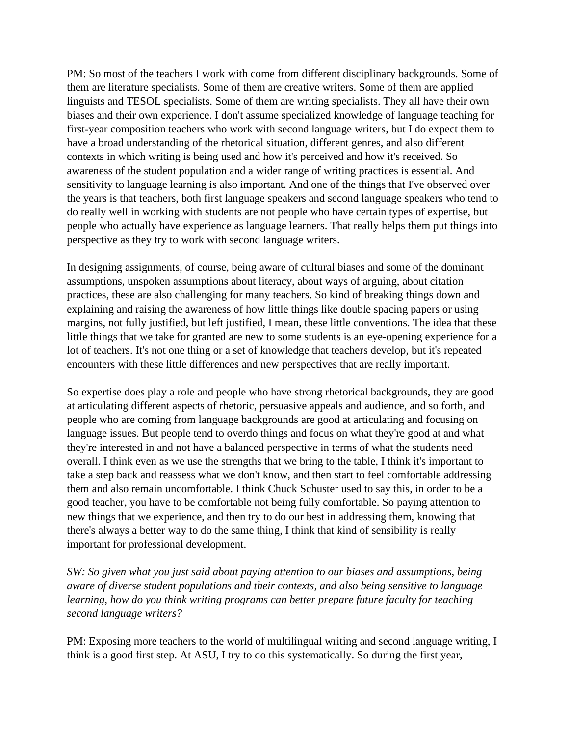PM: So most of the teachers I work with come from different disciplinary backgrounds. Some of them are literature specialists. Some of them are creative writers. Some of them are applied linguists and TESOL specialists. Some of them are writing specialists. They all have their own biases and their own experience. I don't assume specialized knowledge of language teaching for first-year composition teachers who work with second language writers, but I do expect them to have a broad understanding of the rhetorical situation, different genres, and also different contexts in which writing is being used and how it's perceived and how it's received. So awareness of the student population and a wider range of writing practices is essential. And sensitivity to language learning is also important. And one of the things that I've observed over the years is that teachers, both first language speakers and second language speakers who tend to do really well in working with students are not people who have certain types of expertise, but people who actually have experience as language learners. That really helps them put things into perspective as they try to work with second language writers.

In designing assignments, of course, being aware of cultural biases and some of the dominant assumptions, unspoken assumptions about literacy, about ways of arguing, about citation practices, these are also challenging for many teachers. So kind of breaking things down and explaining and raising the awareness of how little things like double spacing papers or using margins, not fully justified, but left justified, I mean, these little conventions. The idea that these little things that we take for granted are new to some students is an eye-opening experience for a lot of teachers. It's not one thing or a set of knowledge that teachers develop, but it's repeated encounters with these little differences and new perspectives that are really important.

So expertise does play a role and people who have strong rhetorical backgrounds, they are good at articulating different aspects of rhetoric, persuasive appeals and audience, and so forth, and people who are coming from language backgrounds are good at articulating and focusing on language issues. But people tend to overdo things and focus on what they're good at and what they're interested in and not have a balanced perspective in terms of what the students need overall. I think even as we use the strengths that we bring to the table, I think it's important to take a step back and reassess what we don't know, and then start to feel comfortable addressing them and also remain uncomfortable. I think Chuck Schuster used to say this, in order to be a good teacher, you have to be comfortable not being fully comfortable. So paying attention to new things that we experience, and then try to do our best in addressing them, knowing that there's always a better way to do the same thing, I think that kind of sensibility is really important for professional development.

*SW: So given what you just said about paying attention to our biases and assumptions, being aware of diverse student populations and their contexts, and also being sensitive to language learning, how do you think writing programs can better prepare future faculty for teaching second language writers?*

PM: Exposing more teachers to the world of multilingual writing and second language writing, I think is a good first step. At ASU, I try to do this systematically. So during the first year,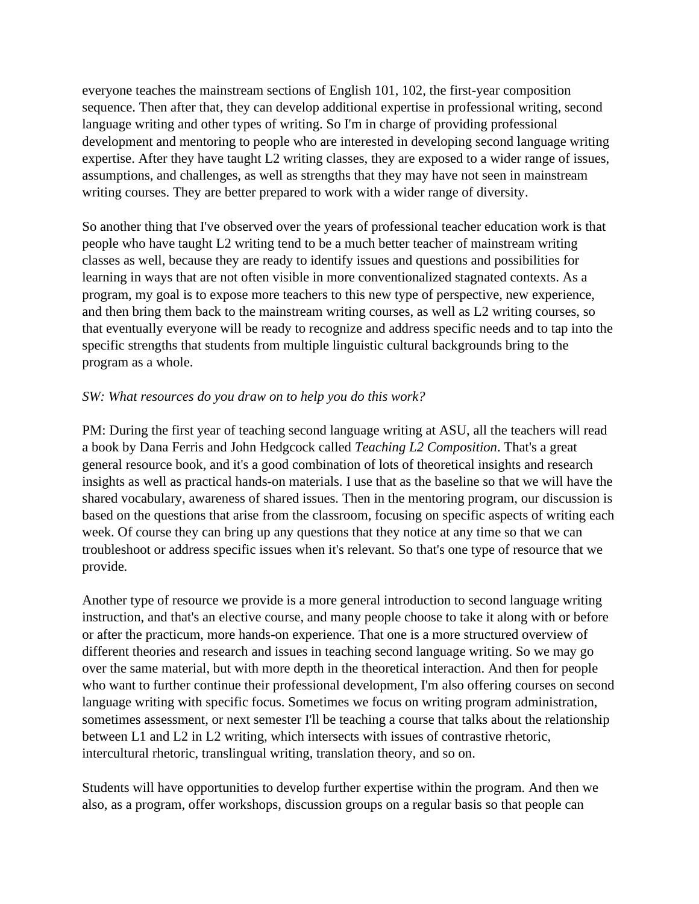everyone teaches the mainstream sections of English 101, 102, the first-year composition sequence. Then after that, they can develop additional expertise in professional writing, second language writing and other types of writing. So I'm in charge of providing professional development and mentoring to people who are interested in developing second language writing expertise. After they have taught L2 writing classes, they are exposed to a wider range of issues, assumptions, and challenges, as well as strengths that they may have not seen in mainstream writing courses. They are better prepared to work with a wider range of diversity.

So another thing that I've observed over the years of professional teacher education work is that people who have taught L2 writing tend to be a much better teacher of mainstream writing classes as well, because they are ready to identify issues and questions and possibilities for learning in ways that are not often visible in more conventionalized stagnated contexts. As a program, my goal is to expose more teachers to this new type of perspective, new experience, and then bring them back to the mainstream writing courses, as well as L2 writing courses, so that eventually everyone will be ready to recognize and address specific needs and to tap into the specific strengths that students from multiple linguistic cultural backgrounds bring to the program as a whole.

*SW: What resources do you draw on to help you do this work?*

PM: During the first year of teaching second language writing at ASU, all the teachers will read a book by Dana Ferris and John Hedgcock called *Teaching L2 Composition*. That's a great general resource book, and it's a good combination of lots of theoretical insights and research insights as well as practical hands-on materials. I use that as the baseline so that we will have the shared vocabulary, awareness of shared issues. Then in the mentoring program, our discussion is based on the questions that arise from the classroom, focusing on specific aspects of writing each week. Of course they can bring up any questions that they notice at any time so that we can troubleshoot or address specific issues when it's relevant. So that's one type of resource that we provide.

Another type of resource we provide is a more general introduction to second language writing instruction, and that's an elective course, and many people choose to take it along with or before or after the practicum, more hands-on experience. That one is a more structured overview of different theories and research and issues in teaching second language writing. So we may go over the same material, but with more depth in the theoretical interaction. And then for people who want to further continue their professional development, I'm also offering courses on second language writing with specific focus. Sometimes we focus on writing program administration, sometimes assessment, or next semester I'll be teaching a course that talks about the relationship between L1 and L2 in L2 writing, which intersects with issues of contrastive rhetoric, intercultural rhetoric, translingual writing, translation theory, and so on.

Students will have opportunities to develop further expertise within the program. And then we also, as a program, offer workshops, discussion groups on a regular basis so that people can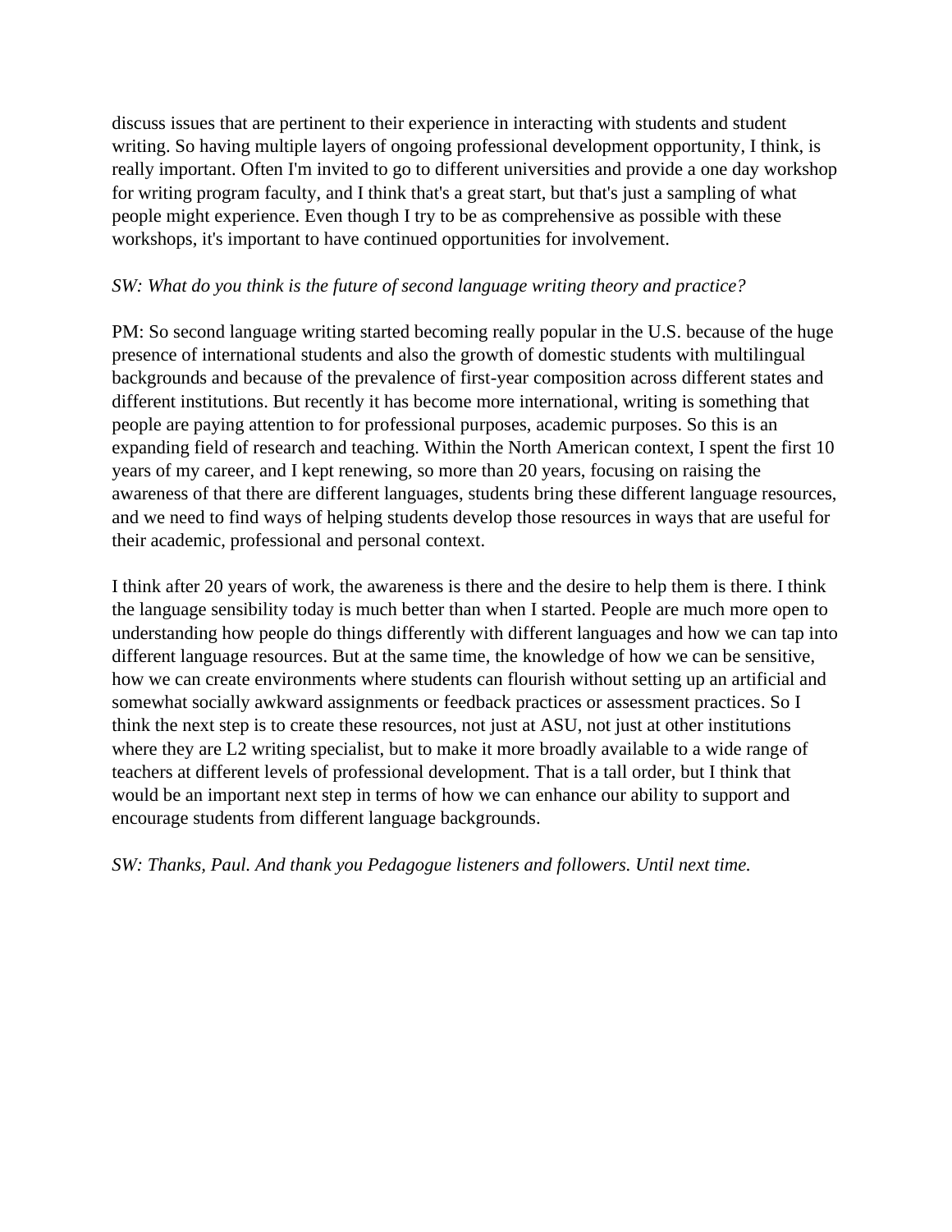discuss issues that are pertinent to their experience in interacting with students and student writing. So having multiple layers of ongoing professional development opportunity, I think, is really important. Often I'm invited to go to different universities and provide a one day workshop for writing program faculty, and I think that's a great start, but that's just a sampling of what people might experience. Even though I try to be as comprehensive as possible with these workshops, it's important to have continued opportunities for involvement.

*SW: What do you think is the future of second language writing theory and practice?*

PM: So second language writing started becoming really popular in the U.S. because of the huge presence of international students and also the growth of domestic students with multilingual backgrounds and because of the prevalence of first-year composition across different states and different institutions. But recently it has become more international, writing is something that people are paying attention to for professional purposes, academic purposes. So this is an expanding field of research and teaching. Within the North American context, I spent the first 10 years of my career, and I kept renewing, so more than 20 years, focusing on raising the awareness of that there are different languages, students bring these different language resources, and we need to find ways of helping students develop those resources in ways that are useful for their academic, professional and personal context.

I think after 20 years of work, the awareness is there and the desire to help them is there. I think the language sensibility today is much better than when I started. People are much more open to understanding how people do things differently with different languages and how we can tap into different language resources. But at the same time, the knowledge of how we can be sensitive, how we can create environments where students can flourish without setting up an artificial and somewhat socially awkward assignments or feedback practices or assessment practices. So I think the next step is to create these resources, not just at ASU, not just at other institutions where they are L2 writing specialist, but to make it more broadly available to a wide range of teachers at different levels of professional development. That is a tall order, but I think that would be an important next step in terms of how we can enhance our ability to support and encourage students from different language backgrounds.

*SW: Thanks, Paul. And thank you Pedagogue listeners and followers. Until next time.*